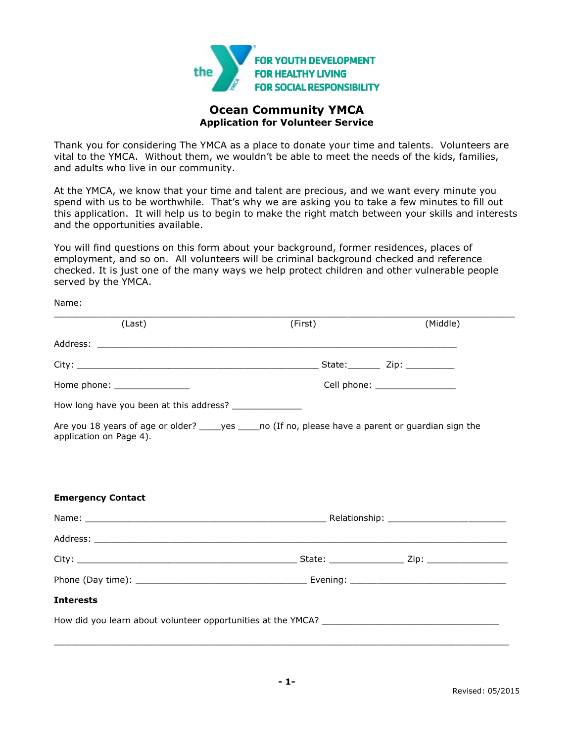FOR YOUTH DEVELOPMENT
FOR HEALTHY LIVING
FOR SOCIAL RESPONSIBILITY

# Ocean Community YMCA

## Application for Volunteer Service

Thank you for considering The YMCA as a place to donate your time and talents. Volunteers are vital to the YMCA. Without them, we wouldn't be able to meet the needs of the kids, families, and adults who live in our community.

At the YMCA, we know that your time and talent are precious, and we want every minute you spend with us to be worthwhile. That's why we are asking you to take a few minutes to fill out this application. It will help us to begin to make the right match between your skills and interests and the opportunities available.

You will find questions on this form about your background, former residences, places of employment, and so on. All volunteers will be criminal background checked and reference checked. It is just one of the many ways we help protect children and other vulnerable people served by the YMCA.

Name:

_______________________________________________________________________________

(Last) (First) (Middle)

Address: ______________________________________________________________

City: ________________________________________ State:______ Zip: _________

Home phone: ______________ Cell phone: _______________

How long have you been at this address? _____________

Are you 18 years of age or older? ____yes ____no (If no, please have a parent or guardian sign the application on Page 4).

**Emergency Contact**

Name: ________________________________________ Relationship: ______________________

Address: _______________________________________________________________________

City: _____________________________________ State: ______________ Zip: _______________

Phone (Day time): _____________________________ Evening: ______________________________

**Interests**

How did you learn about volunteer opportunities at the YMCA? __________________________________

_______________________________________________________________________________

Revised: 05/2015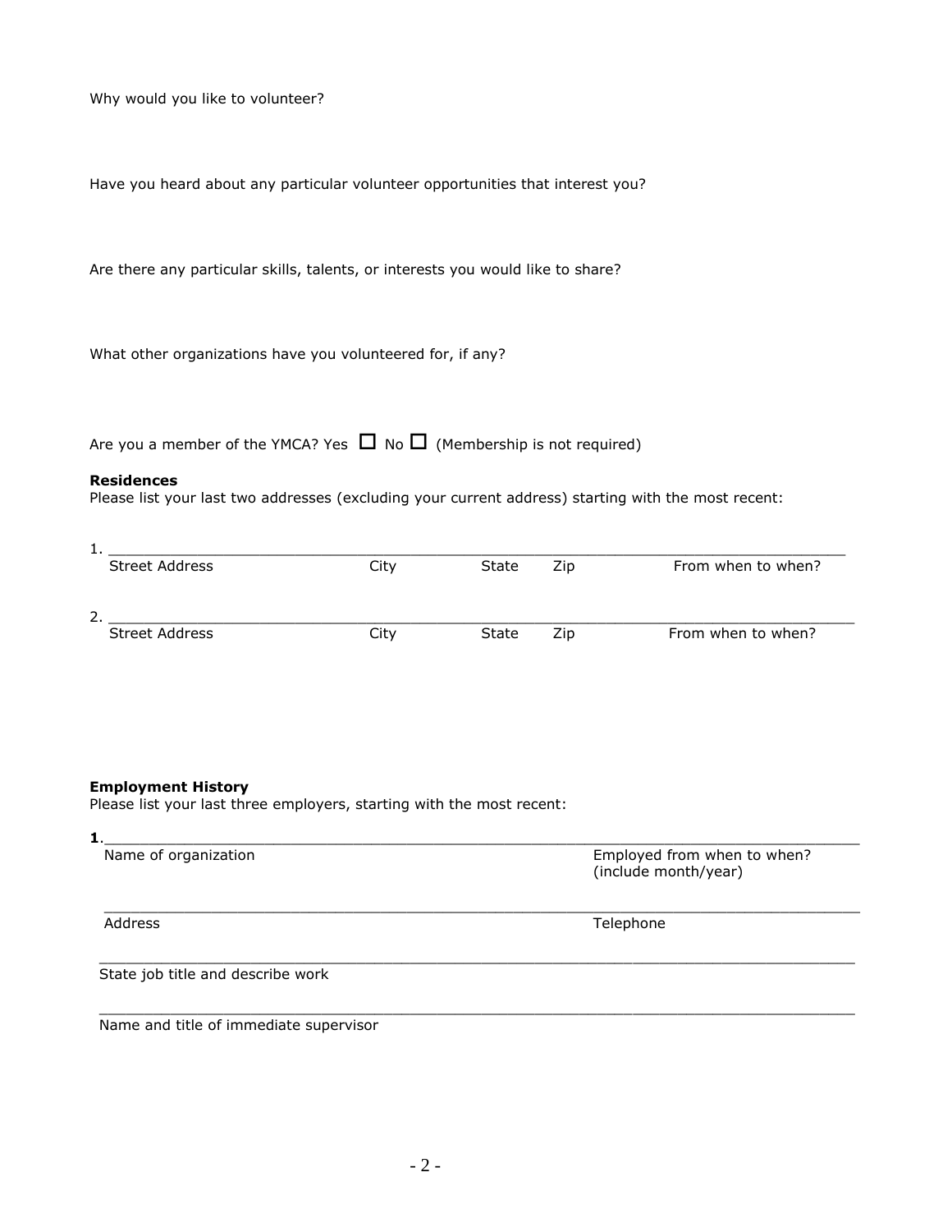Why would you like to volunteer?

Have you heard about any particular volunteer opportunities that interest you?

Are there any particular skills, talents, or interests you would like to share?

What other organizations have you volunteered for, if any?

Are you a member of the YMCA? Yes ☐ No ☐ (Membership is not required)

**Residences**
Please list your last two addresses (excluding your current address) starting with the most recent:

1. ___________________________________________________________________________
Street Address City State Zip From when to when?

2. ___________________________________________________________________________
Street Address City State Zip From when to when?

**Employment History**
Please list your last three employers, starting with the most recent:

**1**.___________________________________________________________________________
Name of organization Employed from when to when? (include month/year)

___________________________________________________________________________
Address Telephone

___________________________________________________________________________
State job title and describe work

___________________________________________________________________________
Name and title of immediate supervisor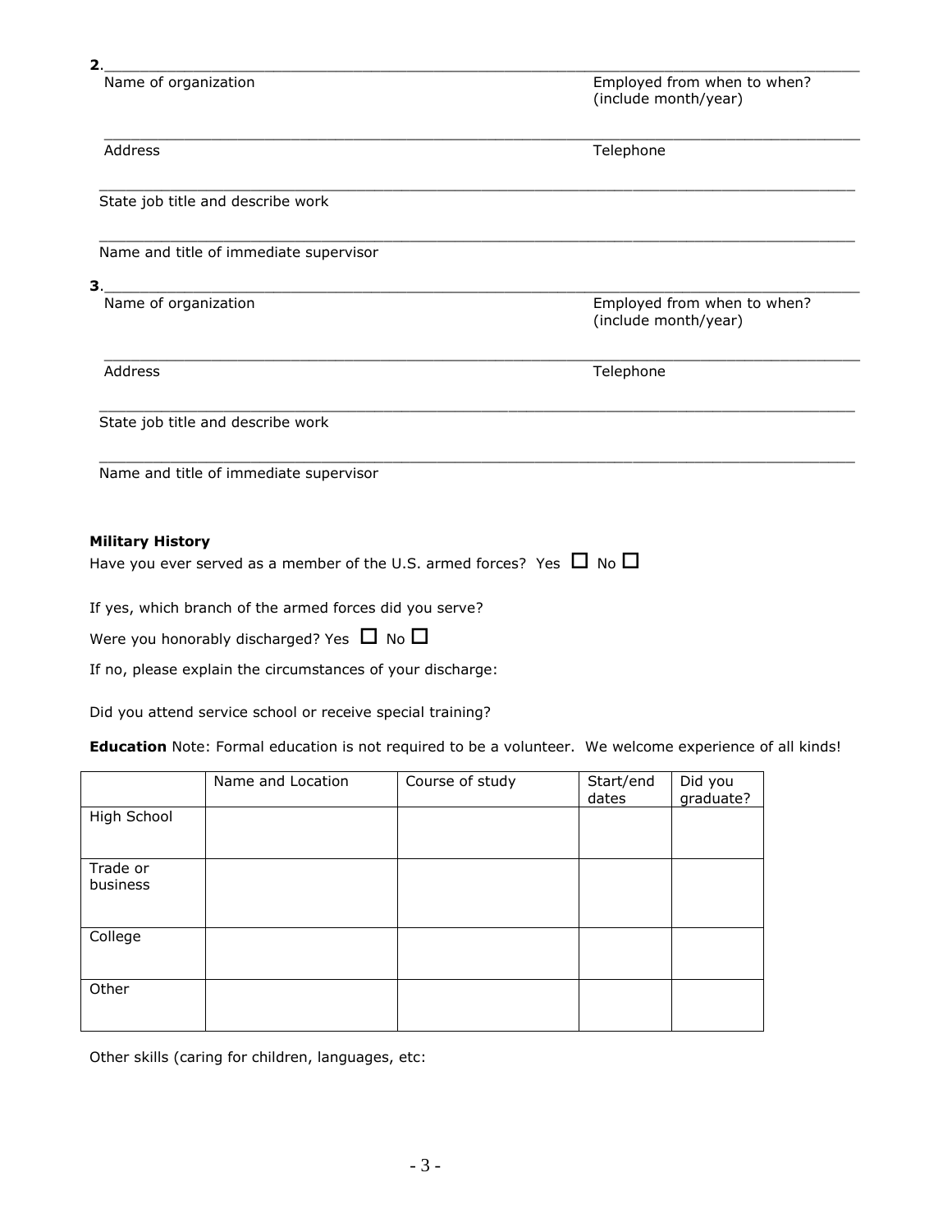**2**.\_\_\_\_\_\_\_\_\_\_\_\_\_\_\_\_\_\_\_\_\_\_\_\_\_\_\_\_\_\_\_\_\_\_\_\_\_\_\_\_\_\_\_\_\_\_\_\_\_\_\_\_\_\_\_\_\_\_\_\_\_\_\_\_\_\_\_\_\_\_\_\_

Name of organization — Employed from when to when? (include month/year)

\_\_\_\_\_\_\_\_\_\_\_\_\_\_\_\_\_\_\_\_\_\_\_\_\_\_\_\_\_\_\_\_\_\_\_\_\_\_\_\_\_\_\_\_\_\_\_\_\_\_\_\_\_\_\_\_\_\_\_\_\_\_\_\_\_\_\_\_\_\_\_\_

Address — Telephone

\_\_\_\_\_\_\_\_\_\_\_\_\_\_\_\_\_\_\_\_\_\_\_\_\_\_\_\_\_\_\_\_\_\_\_\_\_\_\_\_\_\_\_\_\_\_\_\_\_\_\_\_\_\_\_\_\_\_\_\_\_\_\_\_\_\_\_\_\_\_\_\_

State job title and describe work

\_\_\_\_\_\_\_\_\_\_\_\_\_\_\_\_\_\_\_\_\_\_\_\_\_\_\_\_\_\_\_\_\_\_\_\_\_\_\_\_\_\_\_\_\_\_\_\_\_\_\_\_\_\_\_\_\_\_\_\_\_\_\_\_\_\_\_\_\_\_\_\_

Name and title of immediate supervisor

**3**.\_\_\_\_\_\_\_\_\_\_\_\_\_\_\_\_\_\_\_\_\_\_\_\_\_\_\_\_\_\_\_\_\_\_\_\_\_\_\_\_\_\_\_\_\_\_\_\_\_\_\_\_\_\_\_\_\_\_\_\_\_\_\_\_\_\_\_\_\_\_\_\_

Name of organization — Employed from when to when? (include month/year)

\_\_\_\_\_\_\_\_\_\_\_\_\_\_\_\_\_\_\_\_\_\_\_\_\_\_\_\_\_\_\_\_\_\_\_\_\_\_\_\_\_\_\_\_\_\_\_\_\_\_\_\_\_\_\_\_\_\_\_\_\_\_\_\_\_\_\_\_\_\_\_\_

Address — Telephone

\_\_\_\_\_\_\_\_\_\_\_\_\_\_\_\_\_\_\_\_\_\_\_\_\_\_\_\_\_\_\_\_\_\_\_\_\_\_\_\_\_\_\_\_\_\_\_\_\_\_\_\_\_\_\_\_\_\_\_\_\_\_\_\_\_\_\_\_\_\_\_\_

State job title and describe work

\_\_\_\_\_\_\_\_\_\_\_\_\_\_\_\_\_\_\_\_\_\_\_\_\_\_\_\_\_\_\_\_\_\_\_\_\_\_\_\_\_\_\_\_\_\_\_\_\_\_\_\_\_\_\_\_\_\_\_\_\_\_\_\_\_\_\_\_\_\_\_\_

Name and title of immediate supervisor

**Military History**

Have you ever served as a member of the U.S. armed forces? Yes ☐ No ☐

If yes, which branch of the armed forces did you serve?

Were you honorably discharged? Yes ☐ No ☐

If no, please explain the circumstances of your discharge:

Did you attend service school or receive special training?

**Education** Note: Formal education is not required to be a volunteer. We welcome experience of all kinds!

| | Name and Location | Course of study | Start/end dates | Did you graduate? |
|---|---|---|---|---|
| High School | | | | |
| Trade or business | | | | |
| College | | | | |
| Other | | | | |

Other skills (caring for children, languages, etc: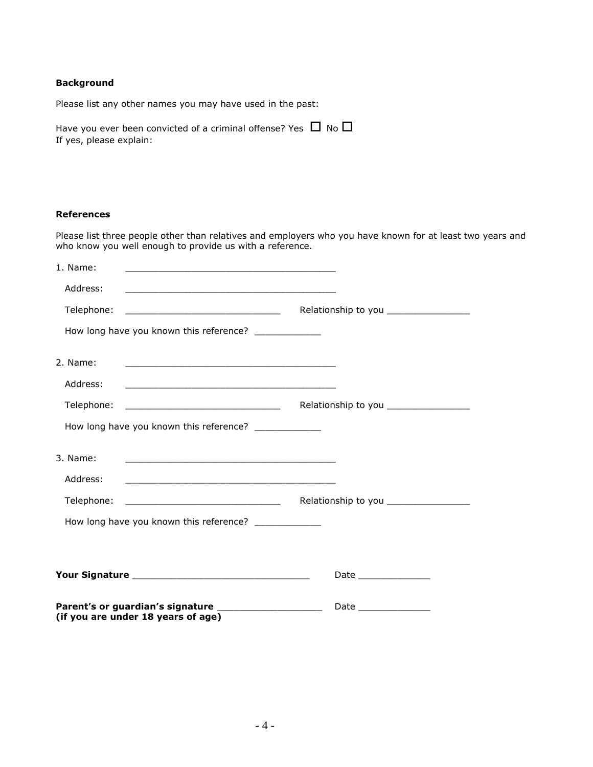**Background**

Please list any other names you may have used in the past:

Have you ever been convicted of a criminal offense? Yes ☐ No ☐
If yes, please explain:

**References**

Please list three people other than relatives and employers who you have known for at least two years and who know you well enough to provide us with a reference.

1. Name: ______________________________________

   Address: ______________________________________

   Telephone: ____________________________ Relationship to you _______________

   How long have you known this reference? ____________

2. Name: ______________________________________

   Address: ______________________________________

   Telephone: ____________________________ Relationship to you _______________

   How long have you known this reference? ____________

3. Name: ______________________________________

   Address: ______________________________________

   Telephone: ____________________________ Relationship to you _______________

   How long have you known this reference? ____________

**Your Signature** ______________________________ Date _____________

**Parent's or guardian's signature** __________________ Date _____________
**(if you are under 18 years of age)**